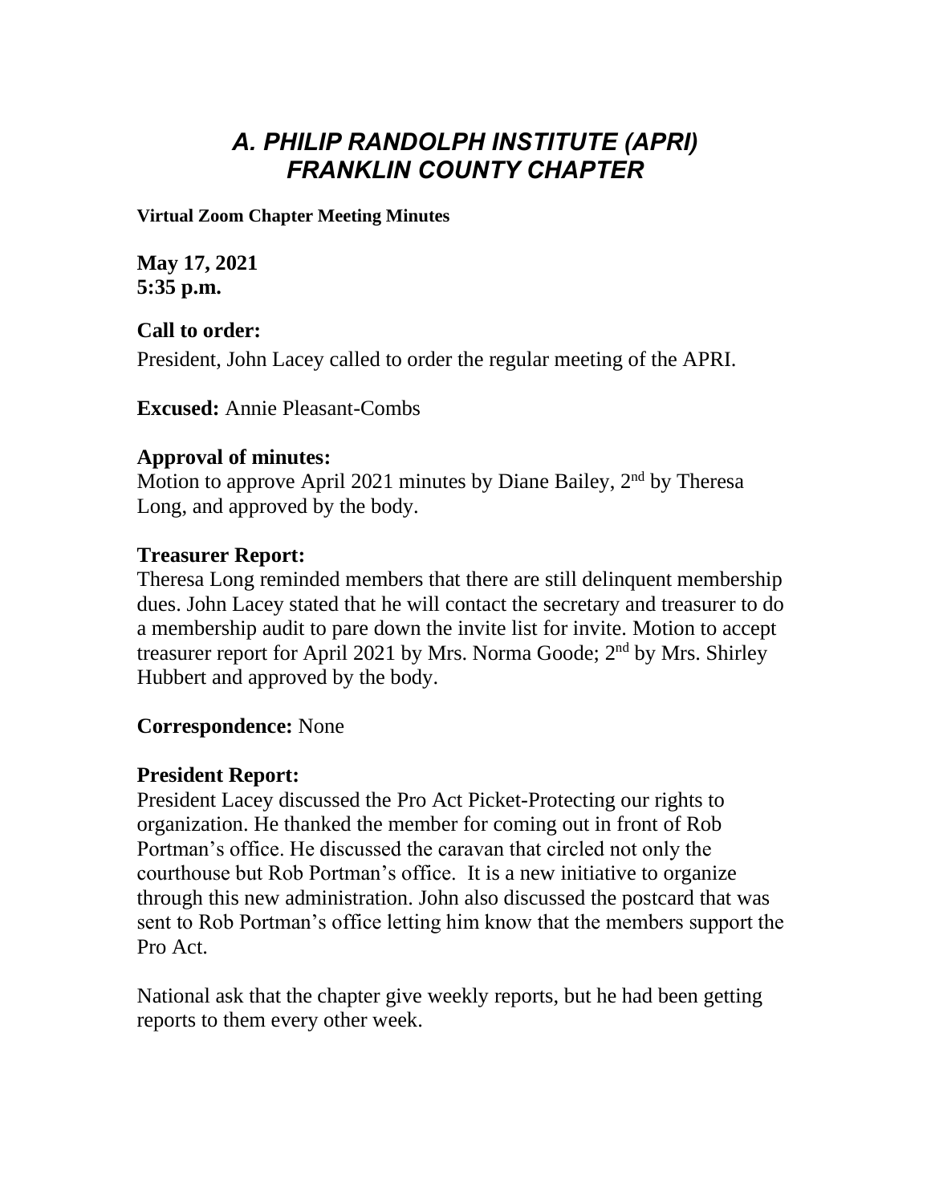# *A. PHILIP RANDOLPH INSTITUTE (APRI) FRANKLIN COUNTY CHAPTER*

**Virtual Zoom Chapter Meeting Minutes**

**May 17, 2021**
**5:35 p.m.**

**Call to order:**

President, John Lacey called to order the regular meeting of the APRI.

**Excused:** Annie Pleasant-Combs

**Approval of minutes:**

Motion to approve April 2021 minutes by Diane Bailey, 2nd by Theresa Long, and approved by the body.

**Treasurer Report:**

Theresa Long reminded members that there are still delinquent membership dues. John Lacey stated that he will contact the secretary and treasurer to do a membership audit to pare down the invite list for invite. Motion to accept treasurer report for April 2021 by Mrs. Norma Goode; 2nd by Mrs. Shirley Hubbert and approved by the body.

**Correspondence:** None

**President Report:**

President Lacey discussed the Pro Act Picket-Protecting our rights to organization. He thanked the member for coming out in front of Rob Portman's office. He discussed the caravan that circled not only the courthouse but Rob Portman's office. It is a new initiative to organize through this new administration. John also discussed the postcard that was sent to Rob Portman's office letting him know that the members support the Pro Act.

National ask that the chapter give weekly reports, but he had been getting reports to them every other week.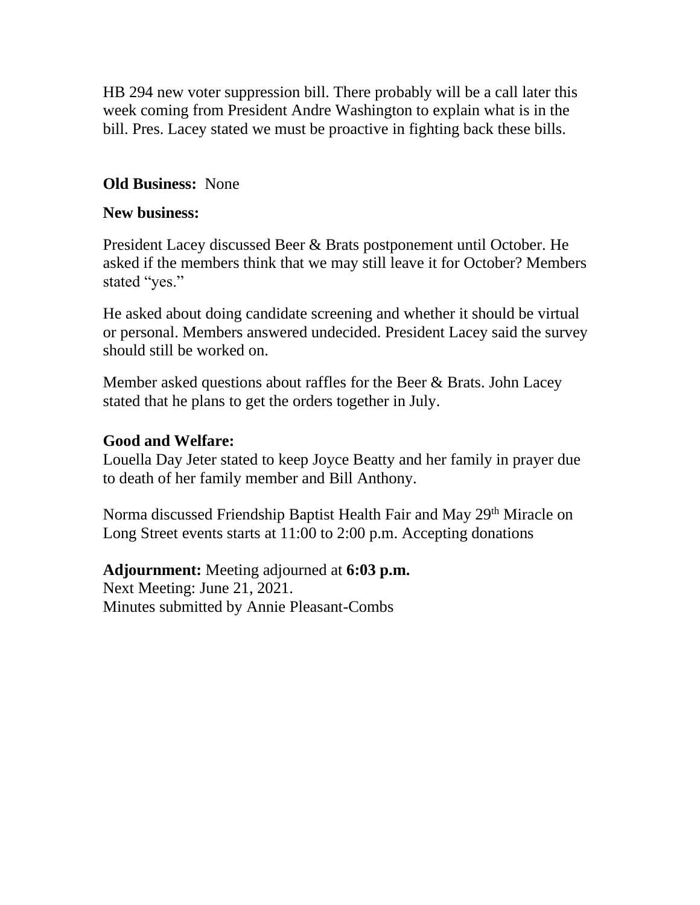HB 294 new voter suppression bill. There probably will be a call later this week coming from President Andre Washington to explain what is in the bill. Pres. Lacey stated we must be proactive in fighting back these bills.

**Old Business:** None

**New business:**

President Lacey discussed Beer & Brats postponement until October. He asked if the members think that we may still leave it for October? Members stated "yes."

He asked about doing candidate screening and whether it should be virtual or personal. Members answered undecided. President Lacey said the survey should still be worked on.

Member asked questions about raffles for the Beer & Brats. John Lacey stated that he plans to get the orders together in July.

**Good and Welfare:**
Louella Day Jeter stated to keep Joyce Beatty and her family in prayer due to death of her family member and Bill Anthony.

Norma discussed Friendship Baptist Health Fair and May 29th Miracle on Long Street events starts at 11:00 to 2:00 p.m. Accepting donations

**Adjournment:** Meeting adjourned at **6:03 p.m.**
Next Meeting: June 21, 2021.
Minutes submitted by Annie Pleasant-Combs